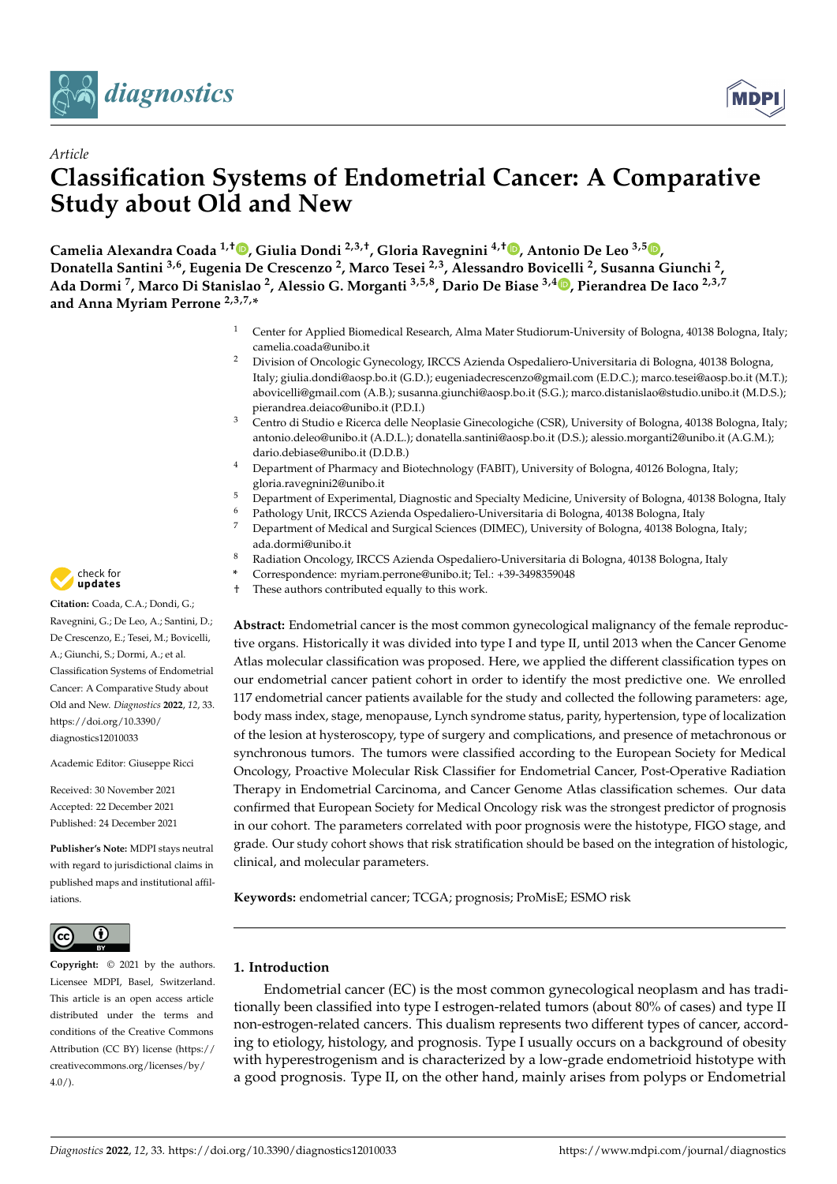Article

# Classification Systems of Endometrial Cancer: A Comparative Study about Old and New

**Camelia Alexandra Coada [1,†], Giulia Dondi [2,3,†], Gloria Ravegnini [4,†], Antonio De Leo [3,5], Donatella Santini [3,6], Eugenia De Crescenzo [2], Marco Tesei [2,3], Alessandro Bovicelli [2], Susanna Giunchi [2], Ada Dormi [7], Marco Di Stanislao [2], Alessio G. Morganti [3,5,8], Dario De Biase [3,4], Pierandrea De Iaco [2,3,7] and Anna Myriam Perrone [2,3,7,*]**

1 Center for Applied Biomedical Research, Alma Mater Studiorum-University of Bologna, 40138 Bologna, Italy; camelia.coada@unibo.it

2 Division of Oncologic Gynecology, IRCCS Azienda Ospedaliero-Universitaria di Bologna, 40138 Bologna, Italy; giulia.dondi@aosp.bo.it (G.D.); eugeniadecrescenzo@gmail.com (E.D.C.); marco.tesei@aosp.bo.it (M.T.); abovicelli@gmail.com (A.B.); susanna.giunchi@aosp.bo.it (S.G.); marco.distanislao@studio.unibo.it (M.D.S.); pierandrea.deiaco@unibo.it (P.D.I.)

3 Centro di Studio e Ricerca delle Neoplasie Ginecologiche (CSR), University of Bologna, 40138 Bologna, Italy; antonio.deleo@unibo.it (A.D.L.); donatella.santini@aosp.bo.it (D.S.); alessio.morganti2@unibo.it (A.G.M.); dario.debiase@unibo.it (D.D.B.)

4 Department of Pharmacy and Biotechnology (FABIT), University of Bologna, 40126 Bologna, Italy; gloria.ravegnini2@unibo.it

5 Department of Experimental, Diagnostic and Specialty Medicine, University of Bologna, 40138 Bologna, Italy

6 Pathology Unit, IRCCS Azienda Ospedaliero-Universitaria di Bologna, 40138 Bologna, Italy

7 Department of Medical and Surgical Sciences (DIMEC), University of Bologna, 40138 Bologna, Italy; ada.dormi@unibo.it

8 Radiation Oncology, IRCCS Azienda Ospedaliero-Universitaria di Bologna, 40138 Bologna, Italy

\* Correspondence: myriam.perrone@unibo.it; Tel.: +39-3498359048

† These authors contributed equally to this work.

**Citation:** Coada, C.A.; Dondi, G.; Ravegnini, G.; De Leo, A.; Santini, D.; De Crescenzo, E.; Tesei, M.; Bovicelli, A.; Giunchi, S.; Dormi, A.; et al. Classification Systems of Endometrial Cancer: A Comparative Study about Old and New. *Diagnostics* **2022**, *12*, 33. https://doi.org/10.3390/diagnostics12010033

Academic Editor: Giuseppe Ricci

Received: 30 November 2021
Accepted: 22 December 2021
Published: 24 December 2021

**Publisher's Note:** MDPI stays neutral with regard to jurisdictional claims in published maps and institutional affiliations.

**Copyright:** © 2021 by the authors. Licensee MDPI, Basel, Switzerland. This article is an open access article distributed under the terms and conditions of the Creative Commons Attribution (CC BY) license (https://creativecommons.org/licenses/by/4.0/).

**Abstract:** Endometrial cancer is the most common gynecological malignancy of the female reproductive organs. Historically it was divided into type I and type II, until 2013 when the Cancer Genome Atlas molecular classification was proposed. Here, we applied the different classification types on our endometrial cancer patient cohort in order to identify the most predictive one. We enrolled 117 endometrial cancer patients available for the study and collected the following parameters: age, body mass index, stage, menopause, Lynch syndrome status, parity, hypertension, type of localization of the lesion at hysteroscopy, type of surgery and complications, and presence of metachronous or synchronous tumors. The tumors were classified according to the European Society for Medical Oncology, Proactive Molecular Risk Classifier for Endometrial Cancer, Post-Operative Radiation Therapy in Endometrial Carcinoma, and Cancer Genome Atlas classification schemes. Our data confirmed that European Society for Medical Oncology risk was the strongest predictor of prognosis in our cohort. The parameters correlated with poor prognosis were the histotype, FIGO stage, and grade. Our study cohort shows that risk stratification should be based on the integration of histologic, clinical, and molecular parameters.

**Keywords:** endometrial cancer; TCGA; prognosis; ProMisE; ESMO risk

## 1. Introduction

Endometrial cancer (EC) is the most common gynecological neoplasm and has traditionally been classified into type I estrogen-related tumors (about 80% of cases) and type II non-estrogen-related cancers. This dualism represents two different types of cancer, according to etiology, histology, and prognosis. Type I usually occurs on a background of obesity with hyperestrogenism and is characterized by a low-grade endometrioid histotype with a good prognosis. Type II, on the other hand, mainly arises from polyps or Endometrial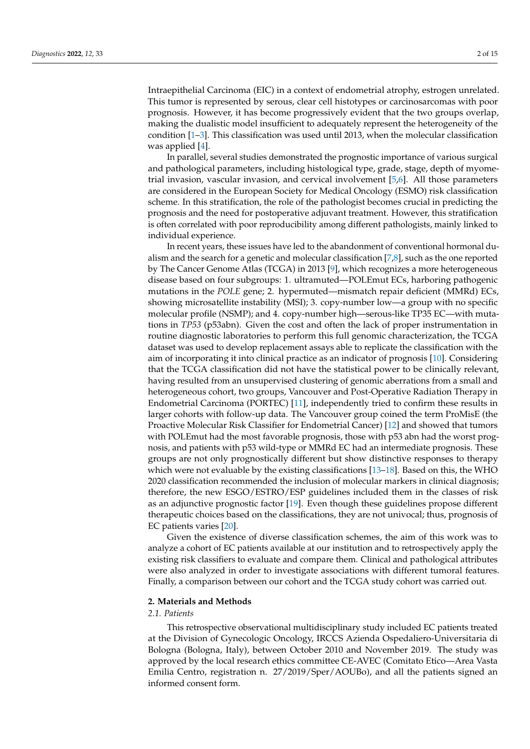Intraepithelial Carcinoma (EIC) in a context of endometrial atrophy, estrogen unrelated. This tumor is represented by serous, clear cell histotypes or carcinosarcomas with poor prognosis. However, it has become progressively evident that the two groups overlap, making the dualistic model insufficient to adequately represent the heterogeneity of the condition [1–3]. This classification was used until 2013, when the molecular classification was applied [4].

In parallel, several studies demonstrated the prognostic importance of various surgical and pathological parameters, including histological type, grade, stage, depth of myometrial invasion, vascular invasion, and cervical involvement [5,6]. All those parameters are considered in the European Society for Medical Oncology (ESMO) risk classification scheme. In this stratification, the role of the pathologist becomes crucial in predicting the prognosis and the need for postoperative adjuvant treatment. However, this stratification is often correlated with poor reproducibility among different pathologists, mainly linked to individual experience.

In recent years, these issues have led to the abandonment of conventional hormonal dualism and the search for a genetic and molecular classification [7,8], such as the one reported by The Cancer Genome Atlas (TCGA) in 2013 [9], which recognizes a more heterogeneous disease based on four subgroups: 1. ultramuted—POLEmut ECs, harboring pathogenic mutations in the *POLE* gene; 2. hypermuted—mismatch repair deficient (MMRd) ECs, showing microsatellite instability (MSI); 3. copy-number low—a group with no specific molecular profile (NSMP); and 4. copy-number high—serous-like TP35 EC—with mutations in *TP53* (p53abn). Given the cost and often the lack of proper instrumentation in routine diagnostic laboratories to perform this full genomic characterization, the TCGA dataset was used to develop replacement assays able to replicate the classification with the aim of incorporating it into clinical practice as an indicator of prognosis [10]. Considering that the TCGA classification did not have the statistical power to be clinically relevant, having resulted from an unsupervised clustering of genomic aberrations from a small and heterogeneous cohort, two groups, Vancouver and Post-Operative Radiation Therapy in Endometrial Carcinoma (PORTEC) [11], independently tried to confirm these results in larger cohorts with follow-up data. The Vancouver group coined the term ProMisE (the Proactive Molecular Risk Classifier for Endometrial Cancer) [12] and showed that tumors with POLEmut had the most favorable prognosis, those with p53 abn had the worst prognosis, and patients with p53 wild-type or MMRd EC had an intermediate prognosis. These groups are not only prognostically different but show distinctive responses to therapy which were not evaluable by the existing classifications [13–18]. Based on this, the WHO 2020 classification recommended the inclusion of molecular markers in clinical diagnosis; therefore, the new ESGO/ESTRO/ESP guidelines included them in the classes of risk as an adjunctive prognostic factor [19]. Even though these guidelines propose different therapeutic choices based on the classifications, they are not univocal; thus, prognosis of EC patients varies [20].

Given the existence of diverse classification schemes, the aim of this work was to analyze a cohort of EC patients available at our institution and to retrospectively apply the existing risk classifiers to evaluate and compare them. Clinical and pathological attributes were also analyzed in order to investigate associations with different tumoral features. Finally, a comparison between our cohort and the TCGA study cohort was carried out.

## 2. Materials and Methods

### 2.1. Patients

This retrospective observational multidisciplinary study included EC patients treated at the Division of Gynecologic Oncology, IRCCS Azienda Ospedaliero-Universitaria di Bologna (Bologna, Italy), between October 2010 and November 2019. The study was approved by the local research ethics committee CE-AVEC (Comitato Etico—Area Vasta Emilia Centro, registration n. 27/2019/Sper/AOUBo), and all the patients signed an informed consent form.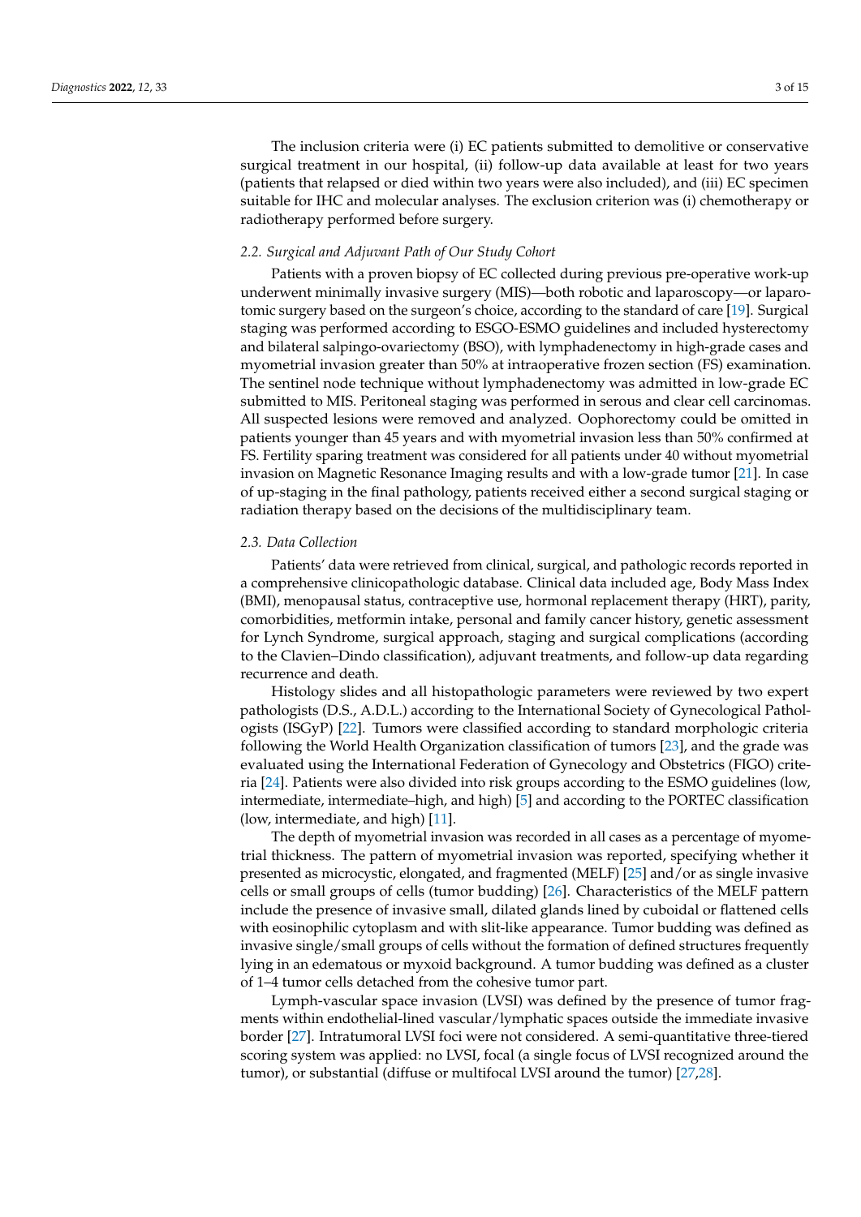The inclusion criteria were (i) EC patients submitted to demolitive or conservative surgical treatment in our hospital, (ii) follow-up data available at least for two years (patients that relapsed or died within two years were also included), and (iii) EC specimen suitable for IHC and molecular analyses. The exclusion criterion was (i) chemotherapy or radiotherapy performed before surgery.

### *2.2. Surgical and Adjuvant Path of Our Study Cohort*

Patients with a proven biopsy of EC collected during previous pre-operative work-up underwent minimally invasive surgery (MIS)—both robotic and laparoscopy—or laparotomic surgery based on the surgeon's choice, according to the standard of care [19]. Surgical staging was performed according to ESGO-ESMO guidelines and included hysterectomy and bilateral salpingo-ovariectomy (BSO), with lymphadenectomy in high-grade cases and myometrial invasion greater than 50% at intraoperative frozen section (FS) examination. The sentinel node technique without lymphadenectomy was admitted in low-grade EC submitted to MIS. Peritoneal staging was performed in serous and clear cell carcinomas. All suspected lesions were removed and analyzed. Oophorectomy could be omitted in patients younger than 45 years and with myometrial invasion less than 50% confirmed at FS. Fertility sparing treatment was considered for all patients under 40 without myometrial invasion on Magnetic Resonance Imaging results and with a low-grade tumor [21]. In case of up-staging in the final pathology, patients received either a second surgical staging or radiation therapy based on the decisions of the multidisciplinary team.

### *2.3. Data Collection*

Patients' data were retrieved from clinical, surgical, and pathologic records reported in a comprehensive clinicopathologic database. Clinical data included age, Body Mass Index (BMI), menopausal status, contraceptive use, hormonal replacement therapy (HRT), parity, comorbidities, metformin intake, personal and family cancer history, genetic assessment for Lynch Syndrome, surgical approach, staging and surgical complications (according to the Clavien–Dindo classification), adjuvant treatments, and follow-up data regarding recurrence and death.

Histology slides and all histopathologic parameters were reviewed by two expert pathologists (D.S., A.D.L.) according to the International Society of Gynecological Pathologists (ISGyP) [22]. Tumors were classified according to standard morphologic criteria following the World Health Organization classification of tumors [23], and the grade was evaluated using the International Federation of Gynecology and Obstetrics (FIGO) criteria [24]. Patients were also divided into risk groups according to the ESMO guidelines (low, intermediate, intermediate–high, and high) [5] and according to the PORTEC classification (low, intermediate, and high) [11].

The depth of myometrial invasion was recorded in all cases as a percentage of myometrial thickness. The pattern of myometrial invasion was reported, specifying whether it presented as microcystic, elongated, and fragmented (MELF) [25] and/or as single invasive cells or small groups of cells (tumor budding) [26]. Characteristics of the MELF pattern include the presence of invasive small, dilated glands lined by cuboidal or flattened cells with eosinophilic cytoplasm and with slit-like appearance. Tumor budding was defined as invasive single/small groups of cells without the formation of defined structures frequently lying in an edematous or myxoid background. A tumor budding was defined as a cluster of 1–4 tumor cells detached from the cohesive tumor part.

Lymph-vascular space invasion (LVSI) was defined by the presence of tumor fragments within endothelial-lined vascular/lymphatic spaces outside the immediate invasive border [27]. Intratumoral LVSI foci were not considered. A semi-quantitative three-tiered scoring system was applied: no LVSI, focal (a single focus of LVSI recognized around the tumor), or substantial (diffuse or multifocal LVSI around the tumor) [27,28].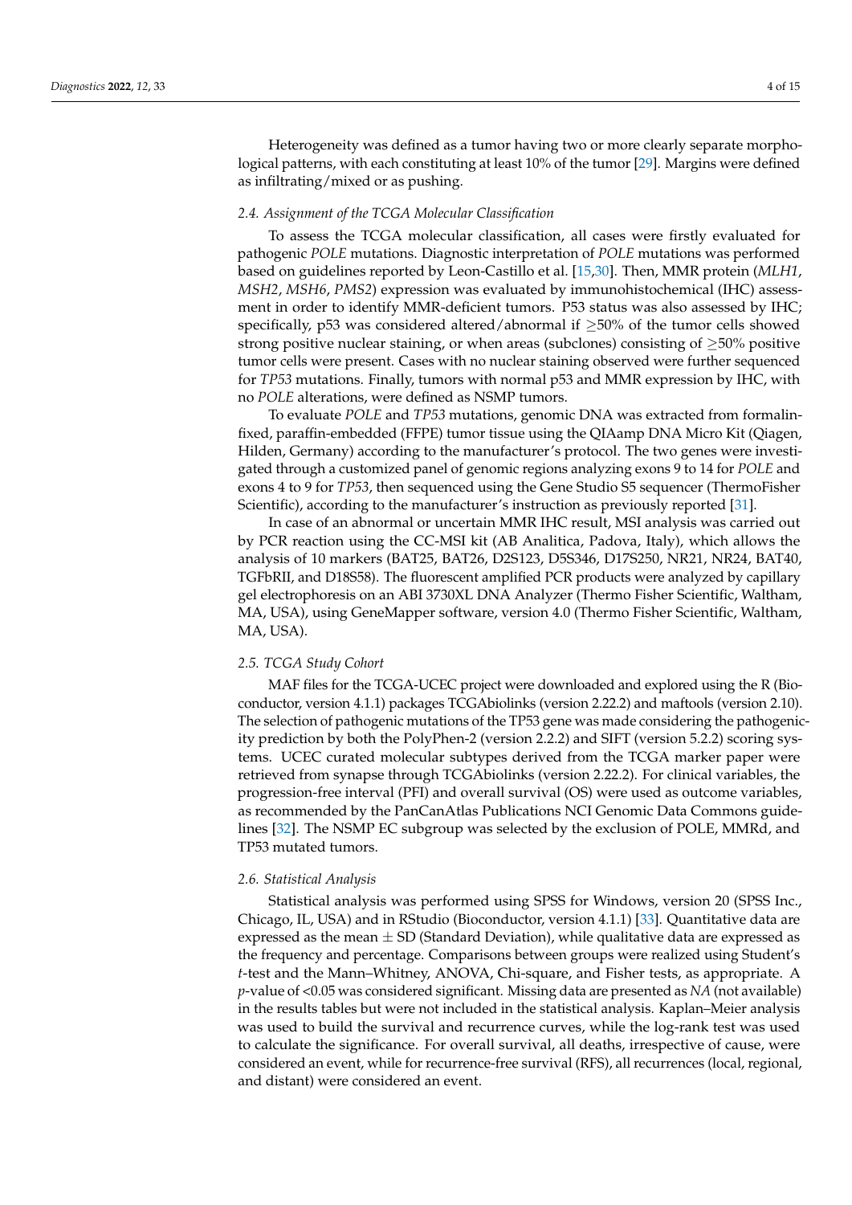Heterogeneity was defined as a tumor having two or more clearly separate morphological patterns, with each constituting at least 10% of the tumor [29]. Margins were defined as infiltrating/mixed or as pushing.

### 2.4. Assignment of the TCGA Molecular Classification

To assess the TCGA molecular classification, all cases were firstly evaluated for pathogenic *POLE* mutations. Diagnostic interpretation of *POLE* mutations was performed based on guidelines reported by Leon-Castillo et al. [15,30]. Then, MMR protein (*MLH1*, *MSH2*, *MSH6*, *PMS2*) expression was evaluated by immunohistochemical (IHC) assessment in order to identify MMR-deficient tumors. P53 status was also assessed by IHC; specifically, p53 was considered altered/abnormal if $\geq$50% of the tumor cells showed strong positive nuclear staining, or when areas (subclones) consisting of $\geq$50% positive tumor cells were present. Cases with no nuclear staining observed were further sequenced for *TP53* mutations. Finally, tumors with normal p53 and MMR expression by IHC, with no *POLE* alterations, were defined as NSMP tumors.

To evaluate *POLE* and *TP53* mutations, genomic DNA was extracted from formalin-fixed, paraffin-embedded (FFPE) tumor tissue using the QIAamp DNA Micro Kit (Qiagen, Hilden, Germany) according to the manufacturer's protocol. The two genes were investigated through a customized panel of genomic regions analyzing exons 9 to 14 for *POLE* and exons 4 to 9 for *TP53*, then sequenced using the Gene Studio S5 sequencer (ThermoFisher Scientific), according to the manufacturer's instruction as previously reported [31].

In case of an abnormal or uncertain MMR IHC result, MSI analysis was carried out by PCR reaction using the CC-MSI kit (AB Analitica, Padova, Italy), which allows the analysis of 10 markers (BAT25, BAT26, D2S123, D5S346, D17S250, NR21, NR24, BAT40, TGFbRII, and D18S58). The fluorescent amplified PCR products were analyzed by capillary gel electrophoresis on an ABI 3730XL DNA Analyzer (Thermo Fisher Scientific, Waltham, MA, USA), using GeneMapper software, version 4.0 (Thermo Fisher Scientific, Waltham, MA, USA).

### 2.5. TCGA Study Cohort

MAF files for the TCGA-UCEC project were downloaded and explored using the R (Bioconductor, version 4.1.1) packages TCGAbiolinks (version 2.22.2) and maftools (version 2.10). The selection of pathogenic mutations of the TP53 gene was made considering the pathogenicity prediction by both the PolyPhen-2 (version 2.2.2) and SIFT (version 5.2.2) scoring systems. UCEC curated molecular subtypes derived from the TCGA marker paper were retrieved from synapse through TCGAbiolinks (version 2.22.2). For clinical variables, the progression-free interval (PFI) and overall survival (OS) were used as outcome variables, as recommended by the PanCanAtlas Publications NCI Genomic Data Commons guidelines [32]. The NSMP EC subgroup was selected by the exclusion of POLE, MMRd, and TP53 mutated tumors.

### 2.6. Statistical Analysis

Statistical analysis was performed using SPSS for Windows, version 20 (SPSS Inc., Chicago, IL, USA) and in RStudio (Bioconductor, version 4.1.1) [33]. Quantitative data are expressed as the mean $\pm$ SD (Standard Deviation), while qualitative data are expressed as the frequency and percentage. Comparisons between groups were realized using Student's *t*-test and the Mann–Whitney, ANOVA, Chi-square, and Fisher tests, as appropriate. A *p*-value of $<0.05$ was considered significant. Missing data are presented as *NA* (not available) in the results tables but were not included in the statistical analysis. Kaplan–Meier analysis was used to build the survival and recurrence curves, while the log-rank test was used to calculate the significance. For overall survival, all deaths, irrespective of cause, were considered an event, while for recurrence-free survival (RFS), all recurrences (local, regional, and distant) were considered an event.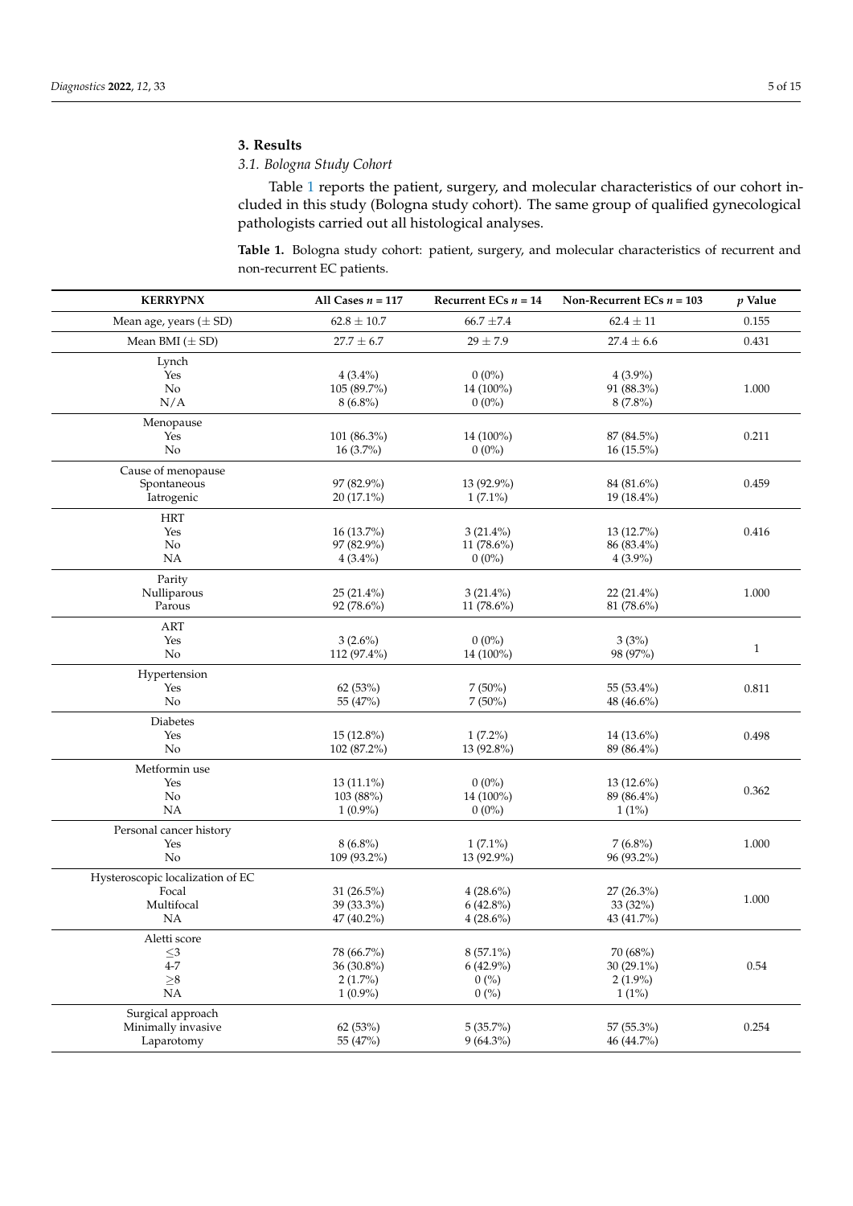## 3. Results

### 3.1. Bologna Study Cohort

Table 1 reports the patient, surgery, and molecular characteristics of our cohort included in this study (Bologna study cohort). The same group of qualified gynecological pathologists carried out all histological analyses.

**Table 1.** Bologna study cohort: patient, surgery, and molecular characteristics of recurrent and non-recurrent EC patients.

| KERRYPNX | All Cases $n = 117$ | Recurrent ECs $n = 14$ | Non-Recurrent ECs $n = 103$ | $p$ Value |
|---|---|---|---|---|
| Mean age, years (± SD) | 62.8 ± 10.7 | 66.7 ±7.4 | 62.4 ± 11 | 0.155 |
| Mean BMI (± SD) | 27.7 ± 6.7 | 29 ± 7.9 | 27.4 ± 6.6 | 0.431 |
| Lynch | | | | |
| Yes | 4 (3.4%) | 0 (0%) | 4 (3.9%) | |
| No | 105 (89.7%) | 14 (100%) | 91 (88.3%) | 1.000 |
| N/A | 8 (6.8%) | 0 (0%) | 8 (7.8%) | |
| Menopause | | | | |
| Yes | 101 (86.3%) | 14 (100%) | 87 (84.5%) | 0.211 |
| No | 16 (3.7%) | 0 (0%) | 16 (15.5%) | |
| Cause of menopause | | | | |
| Spontaneous | 97 (82.9%) | 13 (92.9%) | 84 (81.6%) | 0.459 |
| Iatrogenic | 20 (17.1%) | 1 (7.1%) | 19 (18.4%) | |
| HRT | | | | |
| Yes | 16 (13.7%) | 3 (21.4%) | 13 (12.7%) | 0.416 |
| No | 97 (82.9%) | 11 (78.6%) | 86 (83.4%) | |
| NA | 4 (3.4%) | 0 (0%) | 4 (3.9%) | |
| Parity | | | | |
| Nulliparous | 25 (21.4%) | 3 (21.4%) | 22 (21.4%) | 1.000 |
| Parous | 92 (78.6%) | 11 (78.6%) | 81 (78.6%) | |
| ART | | | | |
| Yes | 3 (2.6%) | 0 (0%) | 3 (3%) | 1 |
| No | 112 (97.4%) | 14 (100%) | 98 (97%) | |
| Hypertension | | | | |
| Yes | 62 (53%) | 7 (50%) | 55 (53.4%) | 0.811 |
| No | 55 (47%) | 7 (50%) | 48 (46.6%) | |
| Diabetes | | | | |
| Yes | 15 (12.8%) | 1 (7.2%) | 14 (13.6%) | 0.498 |
| No | 102 (87.2%) | 13 (92.8%) | 89 (86.4%) | |
| Metformin use | | | | |
| Yes | 13 (11.1%) | 0 (0%) | 13 (12.6%) | |
| No | 103 (88%) | 14 (100%) | 89 (86.4%) | 0.362 |
| NA | 1 (0.9%) | 0 (0%) | 1 (1%) | |
| Personal cancer history | | | | |
| Yes | 8 (6.8%) | 1 (7.1%) | 7 (6.8%) | 1.000 |
| No | 109 (93.2%) | 13 (92.9%) | 96 (93.2%) | |
| Hysteroscopic localization of EC | | | | |
| Focal | 31 (26.5%) | 4 (28.6%) | 27 (26.3%) | |
| Multifocal | 39 (33.3%) | 6 (42.8%) | 33 (32%) | 1.000 |
| NA | 47 (40.2%) | 4 (28.6%) | 43 (41.7%) | |
| Aletti score | | | | |
| ≤3 | 78 (66.7%) | 8 (57.1%) | 70 (68%) | |
| 4-7 | 36 (30.8%) | 6 (42.9%) | 30 (29.1%) | 0.54 |
| ≥8 | 2 (1.7%) | 0 (%) | 2 (1.9%) | |
| NA | 1 (0.9%) | 0 (%) | 1 (1%) | |
| Surgical approach | | | | |
| Minimally invasive | 62 (53%) | 5 (35.7%) | 57 (55.3%) | 0.254 |
| Laparotomy | 55 (47%) | 9 (64.3%) | 46 (44.7%) | |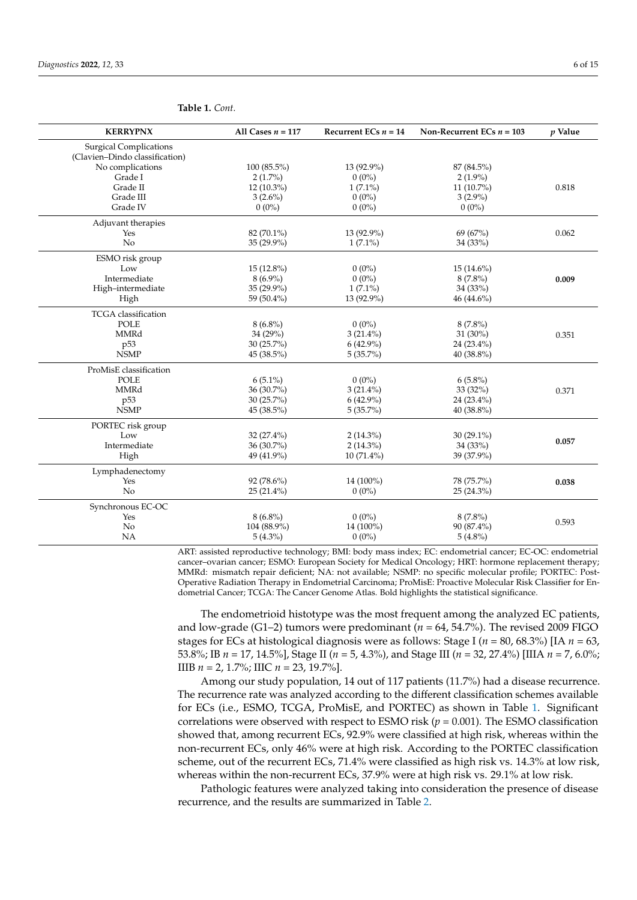**Table 1.** *Cont.*

| KERRYPNX | All Cases $n = 117$ | Recurrent ECs $n = 14$ | Non-Recurrent ECs $n = 103$ | $p$ Value |
|---|---|---|---|---|
| Surgical Complications (Clavien–Dindo classification) | | | | |
| No complications | 100 (85.5%) | 13 (92.9%) | 87 (84.5%) | |
| Grade I | 2 (1.7%) | 0 (0%) | 2 (1.9%) | |
| Grade II | 12 (10.3%) | 1 (7.1%) | 11 (10.7%) | 0.818 |
| Grade III | 3 (2.6%) | 0 (0%) | 3 (2.9%) | |
| Grade IV | 0 (0%) | 0 (0%) | 0 (0%) | |
| Adjuvant therapies | | | | |
| Yes | 82 (70.1%) | 13 (92.9%) | 69 (67%) | 0.062 |
| No | 35 (29.9%) | 1 (7.1%) | 34 (33%) | |
| ESMO risk group | | | | |
| Low | 15 (12.8%) | 0 (0%) | 15 (14.6%) | |
| Intermediate | 8 (6.9%) | 0 (0%) | 8 (7.8%) | **0.009** |
| High–intermediate | 35 (29.9%) | 1 (7.1%) | 34 (33%) | |
| High | 59 (50.4%) | 13 (92.9%) | 46 (44.6%) | |
| TCGA classification | | | | |
| POLE | 8 (6.8%) | 0 (0%) | 8 (7.8%) | |
| MMRd | 34 (29%) | 3 (21.4%) | 31 (30%) | 0.351 |
| p53 | 30 (25.7%) | 6 (42.9%) | 24 (23.4%) | |
| NSMP | 45 (38.5%) | 5 (35.7%) | 40 (38.8%) | |
| ProMisE classification | | | | |
| POLE | 6 (5.1%) | 0 (0%) | 6 (5.8%) | |
| MMRd | 36 (30.7%) | 3 (21.4%) | 33 (32%) | 0.371 |
| p53 | 30 (25.7%) | 6 (42.9%) | 24 (23.4%) | |
| NSMP | 45 (38.5%) | 5 (35.7%) | 40 (38.8%) | |
| PORTEC risk group | | | | |
| Low | 32 (27.4%) | 2 (14.3%) | 30 (29.1%) | **0.057** |
| Intermediate | 36 (30.7%) | 2 (14.3%) | 34 (33%) | |
| High | 49 (41.9%) | 10 (71.4%) | 39 (37.9%) | |
| Lymphadenectomy | | | | |
| Yes | 92 (78.6%) | 14 (100%) | 78 (75.7%) | **0.038** |
| No | 25 (21.4%) | 0 (0%) | 25 (24.3%) | |
| Synchronous EC-OC | | | | |
| Yes | 8 (6.8%) | 0 (0%) | 8 (7.8%) | 0.593 |
| No | 104 (88.9%) | 14 (100%) | 90 (87.4%) | |
| NA | 5 (4.3%) | 0 (0%) | 5 (4.8%) | |

ART: assisted reproductive technology; BMI: body mass index; EC: endometrial cancer; EC-OC: endometrial cancer–ovarian cancer; ESMO: European Society for Medical Oncology; HRT: hormone replacement therapy; MMRd: mismatch repair deficient; NA: not available; NSMP: no specific molecular profile; PORTEC: Post-Operative Radiation Therapy in Endometrial Carcinoma; ProMisE: Proactive Molecular Risk Classifier for Endometrial Cancer; TCGA: The Cancer Genome Atlas. Bold highlights the statistical significance.

The endometrioid histotype was the most frequent among the analyzed EC patients, and low-grade (G1–2) tumors were predominant ($n = 64$, 54.7%). The revised 2009 FIGO stages for ECs at histological diagnosis were as follows: Stage I ($n = 80$, 68.3%) [IA $n = 63$, 53.8%; IB $n = 17$, 14.5%], Stage II ($n = 5$, 4.3%), and Stage III ($n = 32$, 27.4%) [IIIA $n = 7$, 6.0%; IIIB $n = 2$, 1.7%; IIIC $n = 23$, 19.7%].

Among our study population, 14 out of 117 patients (11.7%) had a disease recurrence. The recurrence rate was analyzed according to the different classification schemes available for ECs (i.e., ESMO, TCGA, ProMisE, and PORTEC) as shown in Table 1. Significant correlations were observed with respect to ESMO risk ($p = 0.001$). The ESMO classification showed that, among recurrent ECs, 92.9% were classified at high risk, whereas within the non-recurrent ECs, only 46% were at high risk. According to the PORTEC classification scheme, out of the recurrent ECs, 71.4% were classified as high risk vs. 14.3% at low risk, whereas within the non-recurrent ECs, 37.9% were at high risk vs. 29.1% at low risk.

Pathologic features were analyzed taking into consideration the presence of disease recurrence, and the results are summarized in Table 2.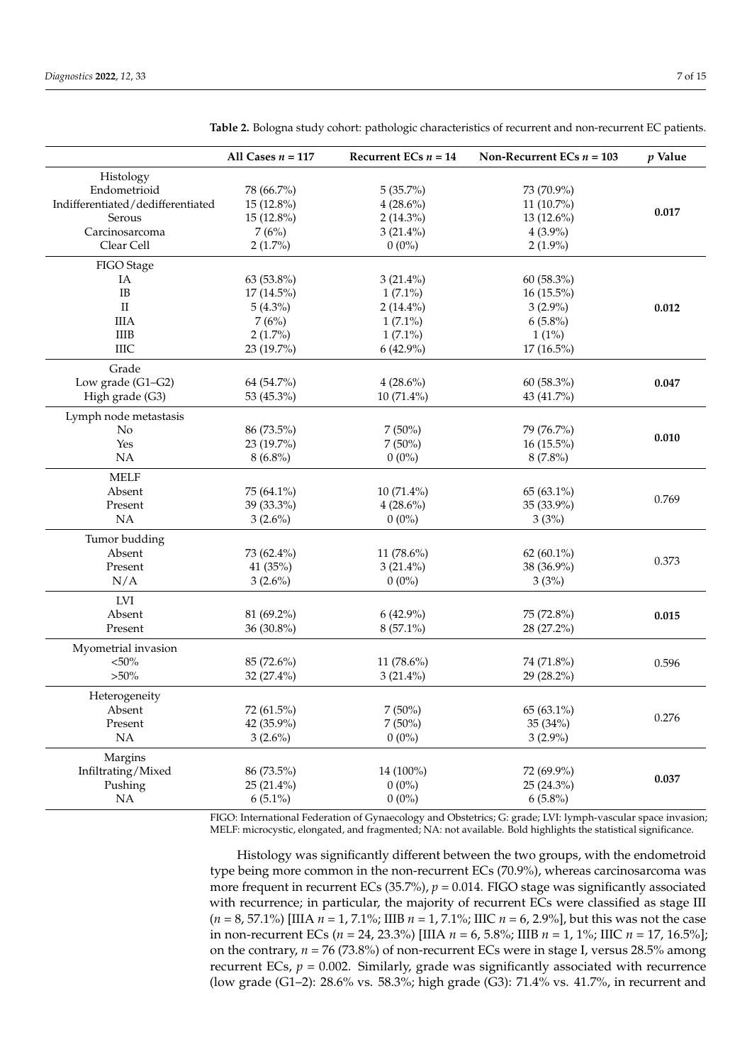**Table 2.** Bologna study cohort: pathologic characteristics of recurrent and non-recurrent EC patients.

| | All Cases $n = 117$ | Recurrent ECs $n = 14$ | Non-Recurrent ECs $n = 103$ | $p$ Value |
|---|---|---|---|---|
| Histology | | | | |
| Endometrioid | 78 (66.7%) | 5 (35.7%) | 73 (70.9%) | **0.017** |
| Indifferentiated/dedifferentiated | 15 (12.8%) | 4 (28.6%) | 11 (10.7%) | |
| Serous | 15 (12.8%) | 2 (14.3%) | 13 (12.6%) | |
| Carcinosarcoma | 7 (6%) | 3 (21.4%) | 4 (3.9%) | |
| Clear Cell | 2 (1.7%) | 0 (0%) | 2 (1.9%) | |
| FIGO Stage | | | | |
| IA | 63 (53.8%) | 3 (21.4%) | 60 (58.3%) | **0.012** |
| IB | 17 (14.5%) | 1 (7.1%) | 16 (15.5%) | |
| II | 5 (4.3%) | 2 (14.4%) | 3 (2.9%) | |
| IIIA | 7 (6%) | 1 (7.1%) | 6 (5.8%) | |
| IIIB | 2 (1.7%) | 1 (7.1%) | 1 (1%) | |
| IIIC | 23 (19.7%) | 6 (42.9%) | 17 (16.5%) | |
| Grade | | | | |
| Low grade (G1–G2) | 64 (54.7%) | 4 (28.6%) | 60 (58.3%) | **0.047** |
| High grade (G3) | 53 (45.3%) | 10 (71.4%) | 43 (41.7%) | |
| Lymph node metastasis | | | | |
| No | 86 (73.5%) | 7 (50%) | 79 (76.7%) | **0.010** |
| Yes | 23 (19.7%) | 7 (50%) | 16 (15.5%) | |
| NA | 8 (6.8%) | 0 (0%) | 8 (7.8%) | |
| MELF | | | | |
| Absent | 75 (64.1%) | 10 (71.4%) | 65 (63.1%) | 0.769 |
| Present | 39 (33.3%) | 4 (28.6%) | 35 (33.9%) | |
| NA | 3 (2.6%) | 0 (0%) | 3 (3%) | |
| Tumor budding | | | | |
| Absent | 73 (62.4%) | 11 (78.6%) | 62 (60.1%) | 0.373 |
| Present | 41 (35%) | 3 (21.4%) | 38 (36.9%) | |
| N/A | 3 (2.6%) | 0 (0%) | 3 (3%) | |
| LVI | | | | |
| Absent | 81 (69.2%) | 6 (42.9%) | 75 (72.8%) | **0.015** |
| Present | 36 (30.8%) | 8 (57.1%) | 28 (27.2%) | |
| Myometrial invasion | | | | |
| <50% | 85 (72.6%) | 11 (78.6%) | 74 (71.8%) | 0.596 |
| >50% | 32 (27.4%) | 3 (21.4%) | 29 (28.2%) | |
| Heterogeneity | | | | |
| Absent | 72 (61.5%) | 7 (50%) | 65 (63.1%) | 0.276 |
| Present | 42 (35.9%) | 7 (50%) | 35 (34%) | |
| NA | 3 (2.6%) | 0 (0%) | 3 (2.9%) | |
| Margins | | | | |
| Infiltrating/Mixed | 86 (73.5%) | 14 (100%) | 72 (69.9%) | **0.037** |
| Pushing | 25 (21.4%) | 0 (0%) | 25 (24.3%) | |
| NA | 6 (5.1%) | 0 (0%) | 6 (5.8%) | |

FIGO: International Federation of Gynaecology and Obstetrics; G: grade; LVI: lymph-vascular space invasion; MELF: microcystic, elongated, and fragmented; NA: not available. Bold highlights the statistical significance.

Histology was significantly different between the two groups, with the endometroid type being more common in the non-recurrent ECs (70.9%), whereas carcinosarcoma was more frequent in recurrent ECs (35.7%), $p = 0.014$. FIGO stage was significantly associated with recurrence; in particular, the majority of recurrent ECs were classified as stage III ($n = 8$, 57.1%) [IIIA $n = 1$, 7.1%; IIIB $n = 1$, 7.1%; IIIC $n = 6$, 2.9%], but this was not the case in non-recurrent ECs ($n = 24$, 23.3%) [IIIA $n = 6$, 5.8%; IIIB $n = 1$, 1%; IIIC $n = 17$, 16.5%]; on the contrary, $n = 76$ (73.8%) of non-recurrent ECs were in stage I, versus 28.5% among recurrent ECs, $p = 0.002$. Similarly, grade was significantly associated with recurrence (low grade (G1–2): 28.6% vs. 58.3%; high grade (G3): 71.4% vs. 41.7%, in recurrent and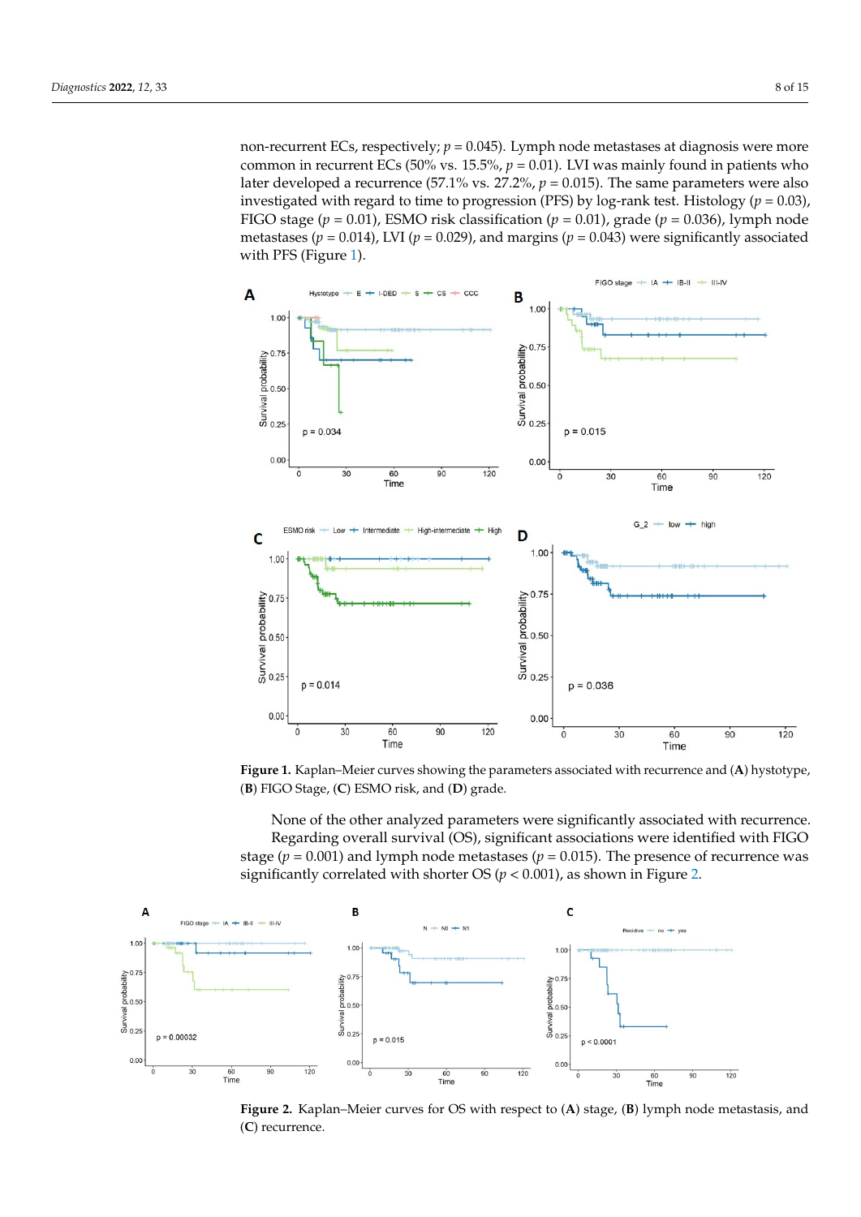non-recurrent ECs, respectively; $p = 0.045$). Lymph node metastases at diagnosis were more common in recurrent ECs (50% vs. 15.5%, $p = 0.01$). LVI was mainly found in patients who later developed a recurrence (57.1% vs. 27.2%, $p = 0.015$). The same parameters were also investigated with regard to time to progression (PFS) by log-rank test. Histology ($p = 0.03$), FIGO stage ($p = 0.01$), ESMO risk classification ($p = 0.01$), grade ($p = 0.036$), lymph node metastases ($p = 0.014$), LVI ($p = 0.029$), and margins ($p = 0.043$) were significantly associated with PFS (Figure 1).

**Figure 1.** Kaplan–Meier curves showing the parameters associated with recurrence and (**A**) hystotype, (**B**) FIGO Stage, (**C**) ESMO risk, and (**D**) grade.

None of the other analyzed parameters were significantly associated with recurrence.

Regarding overall survival (OS), significant associations were identified with FIGO stage ($p = 0.001$) and lymph node metastases ($p = 0.015$). The presence of recurrence was significantly correlated with shorter OS ($p < 0.001$), as shown in Figure 2.

**Figure 2.** Kaplan–Meier curves for OS with respect to (**A**) stage, (**B**) lymph node metastasis, and (**C**) recurrence.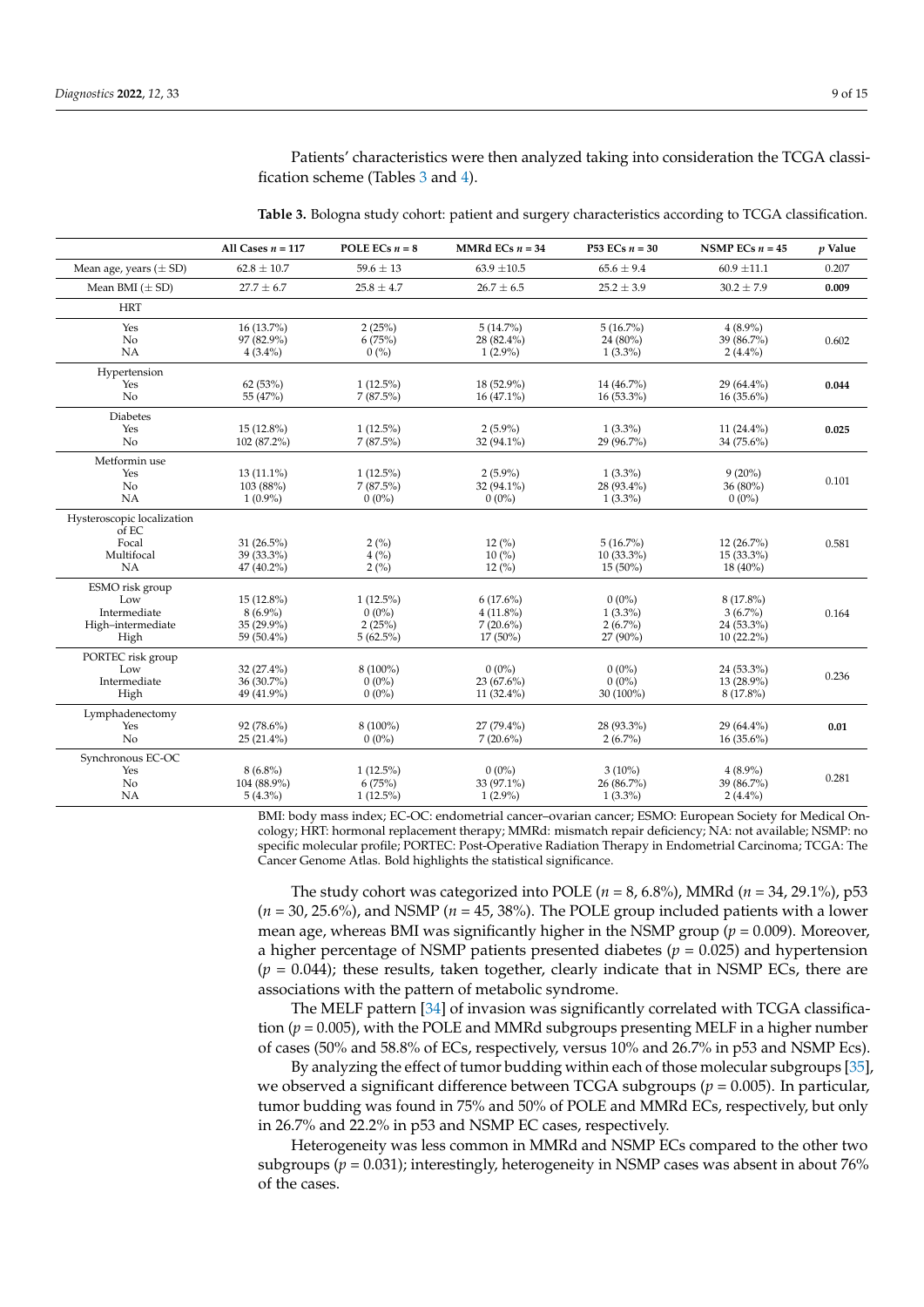Patients' characteristics were then analyzed taking into consideration the TCGA classification scheme (Tables 3 and 4).

**Table 3.** Bologna study cohort: patient and surgery characteristics according to TCGA classification.

| | All Cases $n$ = 117 | POLE ECs $n$ = 8 | MMRd ECs $n$ = 34 | P53 ECs $n$ = 30 | NSMP ECs $n$ = 45 | $p$ Value |
|---|---|---|---|---|---|---|
| Mean age, years (± SD) | 62.8 ± 10.7 | 59.6 ± 13 | 63.9 ±10.5 | 65.6 ± 9.4 | 60.9 ±11.1 | 0.207 |
| Mean BMI (± SD) | 27.7 ± 6.7 | 25.8 ± 4.7 | 26.7 ± 6.5 | 25.2 ± 3.9 | 30.2 ± 7.9 | **0.009** |
| HRT | | | | | | |
| Yes | 16 (13.7%) | 2 (25%) | 5 (14.7%) | 5 (16.7%) | 4 (8.9%) | 0.602 |
| No | 97 (82.9%) | 6 (75%) | 28 (82.4%) | 24 (80%) | 39 (86.7%) | |
| NA | 4 (3.4%) | 0 (%) | 1 (2.9%) | 1 (3.3%) | 2 (4.4%) | |
| Hypertension | | | | | | |
| Yes | 62 (53%) | 1 (12.5%) | 18 (52.9%) | 14 (46.7%) | 29 (64.4%) | **0.044** |
| No | 55 (47%) | 7 (87.5%) | 16 (47.1%) | 16 (53.3%) | 16 (35.6%) | |
| Diabetes | | | | | | |
| Yes | 15 (12.8%) | 1 (12.5%) | 2 (5.9%) | 1 (3.3%) | 11 (24.4%) | **0.025** |
| No | 102 (87.2%) | 7 (87.5%) | 32 (94.1%) | 29 (96.7%) | 34 (75.6%) | |
| Metformin use | | | | | | |
| Yes | 13 (11.1%) | 1 (12.5%) | 2 (5.9%) | 1 (3.3%) | 9 (20%) | 0.101 |
| No | 103 (88%) | 7 (87.5%) | 32 (94.1%) | 28 (93.4%) | 36 (80%) | |
| NA | 1 (0.9%) | 0 (0%) | 0 (0%) | 1 (3.3%) | 0 (0%) | |
| Hysteroscopic localization of EC | | | | | | |
| Focal | 31 (26.5%) | 2 (%) | 12 (%) | 5 (16.7%) | 12 (26.7%) | 0.581 |
| Multifocal | 39 (33.3%) | 4 (%) | 10 (%) | 10 (33.3%) | 15 (33.3%) | |
| NA | 47 (40.2%) | 2 (%) | 12 (%) | 15 (50%) | 18 (40%) | |
| ESMO risk group | | | | | | |
| Low | 15 (12.8%) | 1 (12.5%) | 6 (17.6%) | 0 (0%) | 8 (17.8%) | 0.164 |
| Intermediate | 8 (6.9%) | 0 (0%) | 4 (11.8%) | 1 (3.3%) | 3 (6.7%) | |
| High–intermediate | 35 (29.9%) | 2 (25%) | 7 (20.6%) | 2 (6.7%) | 24 (53.3%) | |
| High | 59 (50.4%) | 5 (62.5%) | 17 (50%) | 27 (90%) | 10 (22.2%) | |
| PORTEC risk group | | | | | | |
| Low | 32 (27.4%) | 8 (100%) | 0 (0%) | 0 (0%) | 24 (53.3%) | 0.236 |
| Intermediate | 36 (30.7%) | 0 (0%) | 23 (67.6%) | 0 (0%) | 13 (28.9%) | |
| High | 49 (41.9%) | 0 (0%) | 11 (32.4%) | 30 (100%) | 8 (17.8%) | |
| Lymphadenectomy | | | | | | |
| Yes | 92 (78.6%) | 8 (100%) | 27 (79.4%) | 28 (93.3%) | 29 (64.4%) | **0.01** |
| No | 25 (21.4%) | 0 (0%) | 7 (20.6%) | 2 (6.7%) | 16 (35.6%) | |
| Synchronous EC-OC | | | | | | |
| Yes | 8 (6.8%) | 1 (12.5%) | 0 (0%) | 3 (10%) | 4 (8.9%) | 0.281 |
| No | 104 (88.9%) | 6 (75%) | 33 (97.1%) | 26 (86.7%) | 39 (86.7%) | |
| NA | 5 (4.3%) | 1 (12.5%) | 1 (2.9%) | 1 (3.3%) | 2 (4.4%) | |

BMI: body mass index; EC-OC: endometrial cancer–ovarian cancer; ESMO: European Society for Medical Oncology; HRT: hormonal replacement therapy; MMRd: mismatch repair deficiency; NA: not available; NSMP: no specific molecular profile; PORTEC: Post-Operative Radiation Therapy in Endometrial Carcinoma; TCGA: The Cancer Genome Atlas. Bold highlights the statistical significance.

The study cohort was categorized into POLE ($n$ = 8, 6.8%), MMRd ($n$ = 34, 29.1%), p53 ($n$ = 30, 25.6%), and NSMP ($n$ = 45, 38%). The POLE group included patients with a lower mean age, whereas BMI was significantly higher in the NSMP group ($p$ = 0.009). Moreover, a higher percentage of NSMP patients presented diabetes ($p$ = 0.025) and hypertension ($p$ = 0.044); these results, taken together, clearly indicate that in NSMP ECs, there are associations with the pattern of metabolic syndrome.

The MELF pattern [34] of invasion was significantly correlated with TCGA classification ($p$ = 0.005), with the POLE and MMRd subgroups presenting MELF in a higher number of cases (50% and 58.8% of ECs, respectively, versus 10% and 26.7% in p53 and NSMP Ecs).

By analyzing the effect of tumor budding within each of those molecular subgroups [35], we observed a significant difference between TCGA subgroups ($p$ = 0.005). In particular, tumor budding was found in 75% and 50% of POLE and MMRd ECs, respectively, but only in 26.7% and 22.2% in p53 and NSMP EC cases, respectively.

Heterogeneity was less common in MMRd and NSMP ECs compared to the other two subgroups ($p$ = 0.031); interestingly, heterogeneity in NSMP cases was absent in about 76% of the cases.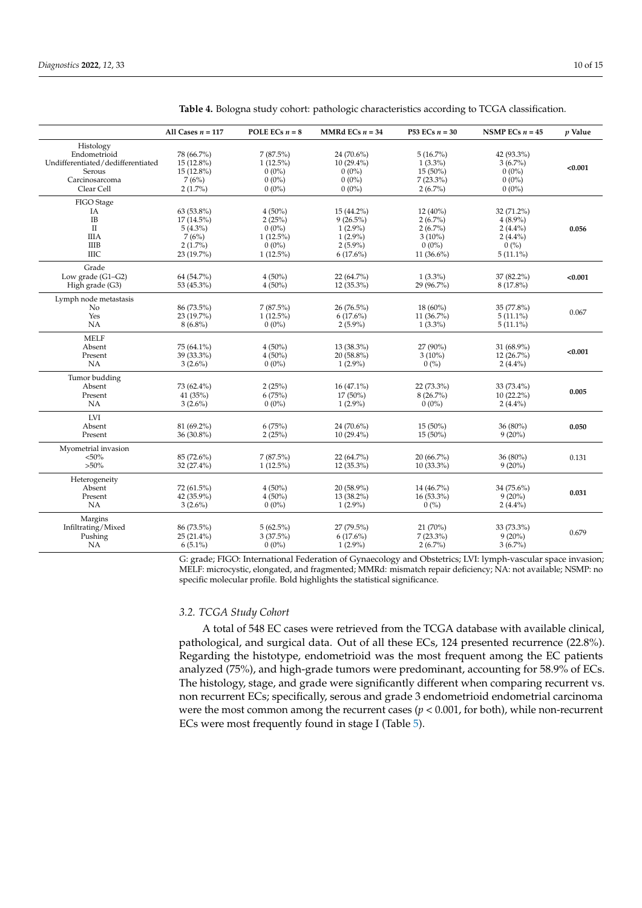**Table 4.** Bologna study cohort: pathologic characteristics according to TCGA classification.

| | All Cases $n = 117$ | POLE ECs $n = 8$ | MMRd ECs $n = 34$ | P53 ECs $n = 30$ | NSMP ECs $n = 45$ | $p$ Value |
|---|---|---|---|---|---|---|
| Histology | | | | | | |
| Endometrioid | 78 (66.7%) | 7 (87.5%) | 24 (70.6%) | 5 (16.7%) | 42 (93.3%) | **<0.001** |
| Undifferentiated/dedifferentiated | 15 (12.8%) | 1 (12.5%) | 10 (29.4%) | 1 (3.3%) | 3 (6.7%) | |
| Serous | 15 (12.8%) | 0 (0%) | 0 (0%) | 15 (50%) | 0 (0%) | |
| Carcinosarcoma | 7 (6%) | 0 (0%) | 0 (0%) | 7 (23.3%) | 0 (0%) | |
| Clear Cell | 2 (1.7%) | 0 (0%) | 0 (0%) | 2 (6.7%) | 0 (0%) | |
| FIGO Stage | | | | | | |
| IA | 63 (53.8%) | 4 (50%) | 15 (44.2%) | 12 (40%) | 32 (71.2%) | **0.056** |
| IB | 17 (14.5%) | 2 (25%) | 9 (26.5%) | 2 (6.7%) | 4 (8.9%) | |
| II | 5 (4.3%) | 0 (0%) | 1 (2.9%) | 2 (6.7%) | 2 (4.4%) | |
| IIIA | 7 (6%) | 1 (12.5%) | 1 (2.9%) | 3 (10%) | 2 (4.4%) | |
| IIIB | 2 (1.7%) | 0 (0%) | 2 (5.9%) | 0 (0%) | 0 (%) | |
| IIIC | 23 (19.7%) | 1 (12.5%) | 6 (17.6%) | 11 (36.6%) | 5 (11.1%) | |
| Grade | | | | | | |
| Low grade (G1–G2) | 64 (54.7%) | 4 (50%) | 22 (64.7%) | 1 (3.3%) | 37 (82.2%) | **<0.001** |
| High grade (G3) | 53 (45.3%) | 4 (50%) | 12 (35.3%) | 29 (96.7%) | 8 (17.8%) | |
| Lymph node metastasis | | | | | | |
| No | 86 (73.5%) | 7 (87.5%) | 26 (76.5%) | 18 (60%) | 35 (77.8%) | 0.067 |
| Yes | 23 (19.7%) | 1 (12.5%) | 6 (17.6%) | 11 (36.7%) | 5 (11.1%) | |
| NA | 8 (6.8%) | 0 (0%) | 2 (5.9%) | 1 (3.3%) | 5 (11.1%) | |
| MELF | | | | | | |
| Absent | 75 (64.1%) | 4 (50%) | 13 (38.3%) | 27 (90%) | 31 (68.9%) | **<0.001** |
| Present | 39 (33.3%) | 4 (50%) | 20 (58.8%) | 3 (10%) | 12 (26.7%) | |
| NA | 3 (2.6%) | 0 (0%) | 1 (2.9%) | 0 (%) | 2 (4.4%) | |
| Tumor budding | | | | | | |
| Absent | 73 (62.4%) | 2 (25%) | 16 (47.1%) | 22 (73.3%) | 33 (73.4%) | **0.005** |
| Present | 41 (35%) | 6 (75%) | 17 (50%) | 8 (26.7%) | 10 (22.2%) | |
| NA | 3 (2.6%) | 0 (0%) | 1 (2.9%) | 0 (0%) | 2 (4.4%) | |
| LVI | | | | | | |
| Absent | 81 (69.2%) | 6 (75%) | 24 (70.6%) | 15 (50%) | 36 (80%) | **0.050** |
| Present | 36 (30.8%) | 2 (25%) | 10 (29.4%) | 15 (50%) | 9 (20%) | |
| Myometrial invasion | | | | | | |
| <50% | 85 (72.6%) | 7 (87.5%) | 22 (64.7%) | 20 (66.7%) | 36 (80%) | 0.131 |
| >50% | 32 (27.4%) | 1 (12.5%) | 12 (35.3%) | 10 (33.3%) | 9 (20%) | |
| Heterogeneity | | | | | | |
| Absent | 72 (61.5%) | 4 (50%) | 20 (58.9%) | 14 (46.7%) | 34 (75.6%) | **0.031** |
| Present | 42 (35.9%) | 4 (50%) | 13 (38.2%) | 16 (53.3%) | 9 (20%) | |
| NA | 3 (2.6%) | 0 (0%) | 1 (2.9%) | 0 (%) | 2 (4.4%) | |
| Margins | | | | | | |
| Infiltrating/Mixed | 86 (73.5%) | 5 (62.5%) | 27 (79.5%) | 21 (70%) | 33 (73.3%) | 0.679 |
| Pushing | 25 (21.4%) | 3 (37.5%) | 6 (17.6%) | 7 (23.3%) | 9 (20%) | |
| NA | 6 (5.1%) | 0 (0%) | 1 (2.9%) | 2 (6.7%) | 3 (6.7%) | |

G: grade; FIGO: International Federation of Gynaecology and Obstetrics; LVI: lymph-vascular space invasion; MELF: microcystic, elongated, and fragmented; MMRd: mismatch repair deficiency; NA: not available; NSMP: no specific molecular profile. Bold highlights the statistical significance.

### *3.2. TCGA Study Cohort*

A total of 548 EC cases were retrieved from the TCGA database with available clinical, pathological, and surgical data. Out of all these ECs, 124 presented recurrence (22.8%). Regarding the histotype, endometrioid was the most frequent among the EC patients analyzed (75%), and high-grade tumors were predominant, accounting for 58.9% of ECs. The histology, stage, and grade were significantly different when comparing recurrent vs. non recurrent ECs; specifically, serous and grade 3 endometrioid endometrial carcinoma were the most common among the recurrent cases ($p < 0.001$, for both), while non-recurrent ECs were most frequently found in stage I (Table 5).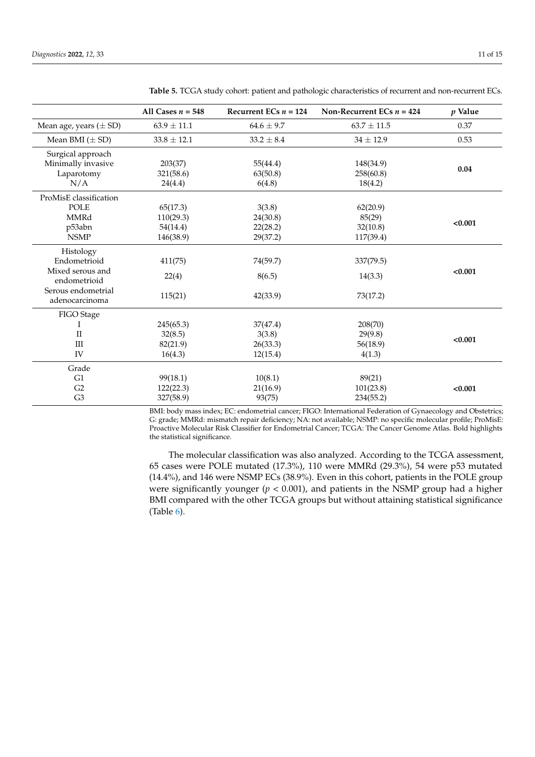**Table 5.** TCGA study cohort: patient and pathologic characteristics of recurrent and non-recurrent ECs.

| | All Cases $n$ = 548 | Recurrent ECs $n$ = 124 | Non-Recurrent ECs $n$ = 424 | $p$ Value |
|---|---|---|---|---|
| Mean age, years (± SD) | 63.9 ± 11.1 | 64.6 ± 9.7 | 63.7 ± 11.5 | 0.37 |
| Mean BMI (± SD) | 33.8 ± 12.1 | 33.2 ± 8.4 | 34 ± 12.9 | 0.53 |
| Surgical approach | | | | **0.04** |
| Minimally invasive | 203(37) | 55(44.4) | 148(34.9) | |
| Laparotomy | 321(58.6) | 63(50.8) | 258(60.8) | |
| N/A | 24(4.4) | 6(4.8) | 18(4.2) | |
| ProMisE classification | | | | **<0.001** |
| POLE | 65(17.3) | 3(3.8) | 62(20.9) | |
| MMRd | 110(29.3) | 24(30.8) | 85(29) | |
| p53abn | 54(14.4) | 22(28.2) | 32(10.8) | |
| NSMP | 146(38.9) | 29(37.2) | 117(39.4) | |
| Histology | | | | **<0.001** |
| Endometrioid | 411(75) | 74(59.7) | 337(79.5) | |
| Mixed serous and endometrioid | 22(4) | 8(6.5) | 14(3.3) | |
| Serous endometrial adenocarcinoma | 115(21) | 42(33.9) | 73(17.2) | |
| FIGO Stage | | | | **<0.001** |
| I | 245(65.3) | 37(47.4) | 208(70) | |
| II | 32(8.5) | 3(3.8) | 29(9.8) | |
| III | 82(21.9) | 26(33.3) | 56(18.9) | |
| IV | 16(4.3) | 12(15.4) | 4(1.3) | |
| Grade | | | | **<0.001** |
| G1 | 99(18.1) | 10(8.1) | 89(21) | |
| G2 | 122(22.3) | 21(16.9) | 101(23.8) | |
| G3 | 327(58.9) | 93(75) | 234(55.2) | |

BMI: body mass index; EC: endometrial cancer; FIGO: International Federation of Gynaecology and Obstetrics; G: grade; MMRd: mismatch repair deficiency; NA: not available; NSMP: no specific molecular profile; ProMisE: Proactive Molecular Risk Classifier for Endometrial Cancer; TCGA: The Cancer Genome Atlas. Bold highlights the statistical significance.

The molecular classification was also analyzed. According to the TCGA assessment, 65 cases were POLE mutated (17.3%), 110 were MMRd (29.3%), 54 were p53 mutated (14.4%), and 146 were NSMP ECs (38.9%). Even in this cohort, patients in the POLE group were significantly younger ($p$ < 0.001), and patients in the NSMP group had a higher BMI compared with the other TCGA groups but without attaining statistical significance (Table 6).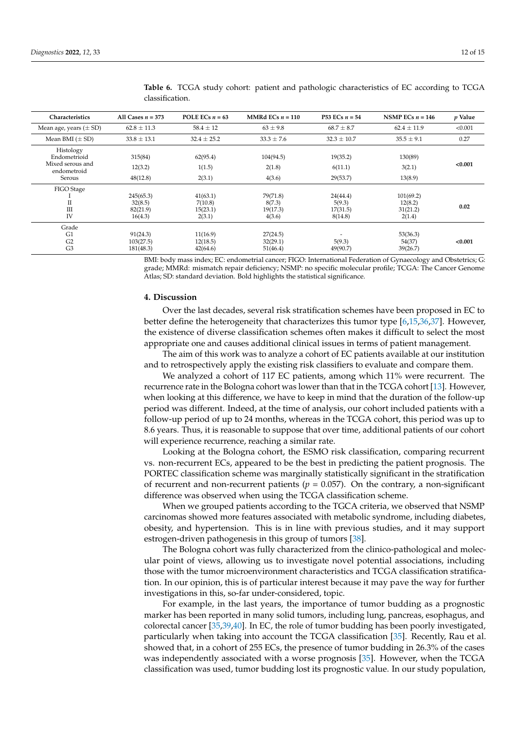**Table 6.** TCGA study cohort: patient and pathologic characteristics of EC according to TCGA classification.

| Characteristics | All Cases $n$ = 373 | POLE ECs $n$ = 63 | MMRd ECs $n$ = 110 | P53 ECs $n$ = 54 | NSMP ECs $n$ = 146 | $p$ Value |
|---|---|---|---|---|---|---|
| Mean age, years (± SD) | 62.8 ± 11.3 | 58.4 ± 12 | 63 ± 9.8 | 68.7 ± 8.7 | 62.4 ± 11.9 | <0.001 |
| Mean BMI (± SD) | 33.8 ± 13.1 | 32.4 ± 25.2 | 33.3 ± 7.6 | 32.3 ± 10.7 | 35.5 ± 9.1 | 0.27 |
| Histology | | | | | | **<0.001** |
| Endometrioid | 315(84) | 62(95.4) | 104(94.5) | 19(35.2) | 130(89) | |
| Mixed serous and endometroid | 12(3.2) | 1(1.5) | 2(1.8) | 6(11.1) | 3(2.1) | |
| Serous | 48(12.8) | 2(3.1) | 4(3.6) | 29(53.7) | 13(8.9) | |
| FIGO Stage | | | | | | **0.02** |
| I | 245(65.3) | 41(63.1) | 79(71.8) | 24(44.4) | 101(69.2) | |
| II | 32(8.5) | 7(10.8) | 8(7.3) | 5(9.3) | 12(8.2) | |
| III | 82(21.9) | 15(23.1) | 19(17.3) | 17(31.5) | 31(21.2) | |
| IV | 16(4.3) | 2(3.1) | 4(3.6) | 8(14.8) | 2(1.4) | |
| Grade | | | | | | **<0.001** |
| G1 | 91(24.3) | 11(16.9) | 27(24.5) | - | 53(36.3) | |
| G2 | 103(27.5) | 12(18.5) | 32(29.1) | 5(9.3) | 54(37) | |
| G3 | 181(48.3) | 42(64.6) | 51(46.4) | 49(90.7) | 39(26.7) | |

BMI: body mass index; EC: endometrial cancer; FIGO: International Federation of Gynaecology and Obstetrics; G: grade; MMRd: mismatch repair deficiency; NSMP: no specific molecular profile; TCGA: The Cancer Genome Atlas; SD: standard deviation. Bold highlights the statistical significance.

## 4. Discussion

Over the last decades, several risk stratification schemes have been proposed in EC to better define the heterogeneity that characterizes this tumor type [6,15,36,37]. However, the existence of diverse classification schemes often makes it difficult to select the most appropriate one and causes additional clinical issues in terms of patient management.

The aim of this work was to analyze a cohort of EC patients available at our institution and to retrospectively apply the existing risk classifiers to evaluate and compare them.

We analyzed a cohort of 117 EC patients, among which 11% were recurrent. The recurrence rate in the Bologna cohort was lower than that in the TCGA cohort [13]. However, when looking at this difference, we have to keep in mind that the duration of the follow-up period was different. Indeed, at the time of analysis, our cohort included patients with a follow-up period of up to 24 months, whereas in the TCGA cohort, this period was up to 8.6 years. Thus, it is reasonable to suppose that over time, additional patients of our cohort will experience recurrence, reaching a similar rate.

Looking at the Bologna cohort, the ESMO risk classification, comparing recurrent vs. non-recurrent ECs, appeared to be the best in predicting the patient prognosis. The PORTEC classification scheme was marginally statistically significant in the stratification of recurrent and non-recurrent patients ($p$ = 0.057). On the contrary, a non-significant difference was observed when using the TCGA classification scheme.

When we grouped patients according to the TGCA criteria, we observed that NSMP carcinomas showed more features associated with metabolic syndrome, including diabetes, obesity, and hypertension. This is in line with previous studies, and it may support estrogen-driven pathogenesis in this group of tumors [38].

The Bologna cohort was fully characterized from the clinico-pathological and molecular point of views, allowing us to investigate novel potential associations, including those with the tumor microenvironment characteristics and TCGA classification stratification. In our opinion, this is of particular interest because it may pave the way for further investigations in this, so-far under-considered, topic.

For example, in the last years, the importance of tumor budding as a prognostic marker has been reported in many solid tumors, including lung, pancreas, esophagus, and colorectal cancer [35,39,40]. In EC, the role of tumor budding has been poorly investigated, particularly when taking into account the TCGA classification [35]. Recently, Rau et al. showed that, in a cohort of 255 ECs, the presence of tumor budding in 26.3% of the cases was independently associated with a worse prognosis [35]. However, when the TCGA classification was used, tumor budding lost its prognostic value. In our study population,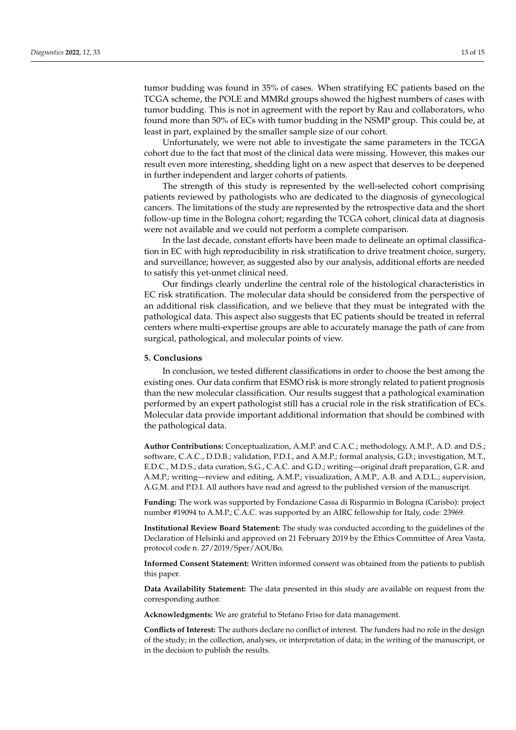tumor budding was found in 35% of cases. When stratifying EC patients based on the TCGA scheme, the POLE and MMRd groups showed the highest numbers of cases with tumor budding. This is not in agreement with the report by Rau and collaborators, who found more than 50% of ECs with tumor budding in the NSMP group. This could be, at least in part, explained by the smaller sample size of our cohort.

Unfortunately, we were not able to investigate the same parameters in the TCGA cohort due to the fact that most of the clinical data were missing. However, this makes our result even more interesting, shedding light on a new aspect that deserves to be deepened in further independent and larger cohorts of patients.

The strength of this study is represented by the well-selected cohort comprising patients reviewed by pathologists who are dedicated to the diagnosis of gynecological cancers. The limitations of the study are represented by the retrospective data and the short follow-up time in the Bologna cohort; regarding the TCGA cohort, clinical data at diagnosis were not available and we could not perform a complete comparison.

In the last decade, constant efforts have been made to delineate an optimal classification in EC with high reproducibility in risk stratification to drive treatment choice, surgery, and surveillance; however, as suggested also by our analysis, additional efforts are needed to satisfy this yet-unmet clinical need.

Our findings clearly underline the central role of the histological characteristics in EC risk stratification. The molecular data should be considered from the perspective of an additional risk classification, and we believe that they must be integrated with the pathological data. This aspect also suggests that EC patients should be treated in referral centers where multi-expertise groups are able to accurately manage the path of care from surgical, pathological, and molecular points of view.

## 5. Conclusions

In conclusion, we tested different classifications in order to choose the best among the existing ones. Our data confirm that ESMO risk is more strongly related to patient prognosis than the new molecular classification. Our results suggest that a pathological examination performed by an expert pathologist still has a crucial role in the risk stratification of ECs. Molecular data provide important additional information that should be combined with the pathological data.

**Author Contributions:** Conceptualization, A.M.P. and C.A.C.; methodology, A.M.P., A.D. and D.S.; software, C.A.C., D.D.B.; validation, P.D.I., and A.M.P.; formal analysis, G.D.; investigation, M.T., E.D.C., M.D.S.; data curation, S.G., C.A.C. and G.D.; writing—original draft preparation, G.R. and A.M.P.; writing—review and editing, A.M.P.; visualization, A.M.P., A.B. and A.D.L.; supervision, A.G.M. and P.D.I. All authors have read and agreed to the published version of the manuscript.

**Funding:** The work was supported by Fondazione Cassa di Risparmio in Bologna (Carisbo): project number #19094 to A.M.P.; C.A.C. was supported by an AIRC fellowship for Italy, code: 23969.

**Institutional Review Board Statement:** The study was conducted according to the guidelines of the Declaration of Helsinki and approved on 21 February 2019 by the Ethics Committee of Area Vasta, protocol code n. 27/2019/Sper/AOUBo.

**Informed Consent Statement:** Written informed consent was obtained from the patients to publish this paper.

**Data Availability Statement:** The data presented in this study are available on request from the corresponding author.

**Acknowledgments:** We are grateful to Stefano Friso for data management.

**Conflicts of Interest:** The authors declare no conflict of interest. The funders had no role in the design of the study; in the collection, analyses, or interpretation of data; in the writing of the manuscript, or in the decision to publish the results.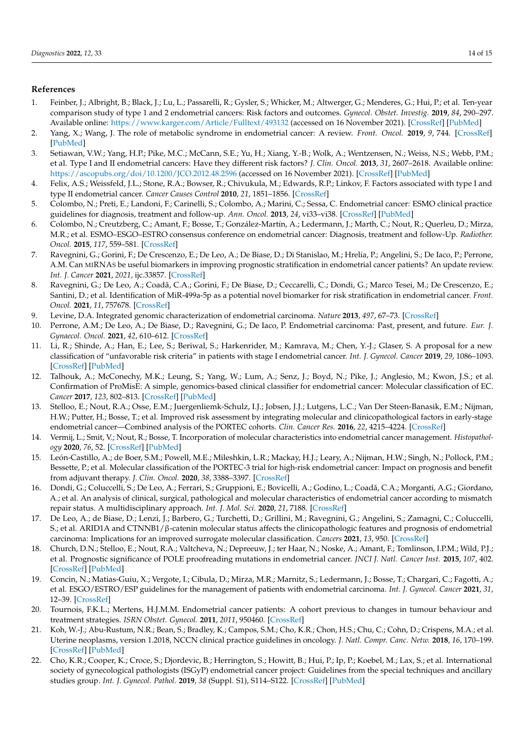## References

1. Feinber, J.; Albright, B.; Black, J.; Lu, L.; Passarelli, R.; Gysler, S.; Whicker, M.; Altwerger, G.; Menderes, G.; Hui, P.; et al. Ten-year comparison study of type 1 and 2 endometrial cancers: Risk factors and outcomes. *Gynecol. Obstet. Investig.* **2019**, *84*, 290–297. Available online: https://www.karger.com/Article/Fulltext/493132 (accessed on 16 November 2021). [CrossRef] [PubMed]
2. Yang, X.; Wang, J. The role of metabolic syndrome in endometrial cancer: A review. *Front. Oncol.* **2019**, *9*, 744. [CrossRef] [PubMed]
3. Setiawan, V.W.; Yang, H.P.; Pike, M.C.; McCann, S.E.; Yu, H.; Xiang, Y.-B.; Wolk, A.; Wentzensen, N.; Weiss, N.S.; Webb, P.M.; et al. Type I and II endometrial cancers: Have they different risk factors? *J. Clin. Oncol.* **2013**, *31*, 2607–2618. Available online: https://ascopubs.org/doi/10.1200/JCO.2012.48.2596 (accessed on 16 November 2021). [CrossRef] [PubMed]
4. Felix, A.S.; Weissfeld, J.L.; Stone, R.A.; Bowser, R.; Chivukula, M.; Edwards, R.P.; Linkov, F. Factors associated with type I and type II endometrial cancer. *Cancer Causes Control* **2010**, *21*, 1851–1856. [CrossRef]
5. Colombo, N.; Preti, E.; Landoni, F.; Carinelli, S.; Colombo, A.; Marini, C.; Sessa, C. Endometrial cancer: ESMO clinical practice guidelines for diagnosis, treatment and follow-up. *Ann. Oncol.* **2013**, *24*, vi33–vi38. [CrossRef] [PubMed]
6. Colombo, N.; Creutzberg, C.; Amant, F.; Bosse, T.; González-Martín, A.; Ledermann, J.; Marth, C.; Nout, R.; Querleu, D.; Mirza, M.R.; et al. ESMO–ESGO–ESTRO consensus conference on endometrial cancer: Diagnosis, treatment and follow-Up. *Radiother. Oncol.* **2015**, *117*, 559–581. [CrossRef]
7. Ravegnini, G.; Gorini, F.; De Crescenzo, E.; De Leo, A.; De Biase, D.; Di Stanislao, M.; Hrelia, P.; Angelini, S.; De Iaco, P.; Perrone, A.M. Can MIRNAs be useful biomarkers in improving prognostic stratification in endometrial cancer patients? An update review. *Int. J. Cancer* **2021**, *2021*, ijc.33857. [CrossRef]
8. Ravegnini, G.; De Leo, A.; Coadă, C.A.; Gorini, F.; De Biase, D.; Ceccarelli, C.; Dondi, G.; Marco Tesei, M.; De Crescenzo, E.; Santini, D.; et al. Identification of MiR-499a-5p as a potential novel biomarker for risk stratification in endometrial cancer. *Front. Oncol.* **2021**, *11*, 757678. [CrossRef]
9. Levine, D.A. Integrated genomic characterization of endometrial carcinoma. *Nature* **2013**, *497*, 67–73. [CrossRef]
10. Perrone, A.M.; De Leo, A.; De Biase, D.; Ravegnini, G.; De Iaco, P. Endometrial carcinoma: Past, present, and future. *Eur. J. Gynaecol. Oncol.* **2021**, *42*, 610–612. [CrossRef]
11. Li, R.; Shinde, A.; Han, E.; Lee, S.; Beriwal, S.; Harkenrider, M.; Kamrava, M.; Chen, Y.-J.; Glaser, S. A proposal for a new classification of "unfavorable risk criteria" in patients with stage I endometrial cancer. *Int. J. Gynecol. Cancer* **2019**, *29*, 1086–1093. [CrossRef] [PubMed]
12. Talhouk, A.; McConechy, M.K.; Leung, S.; Yang, W.; Lum, A.; Senz, J.; Boyd, N.; Pike, J.; Anglesio, M.; Kwon, J.S.; et al. Confirmation of ProMisE: A simple, genomics-based clinical classifier for endometrial cancer: Molecular classification of EC. *Cancer* **2017**, *123*, 802–813. [CrossRef] [PubMed]
13. Stelloo, E.; Nout, R.A.; Osse, E.M.; Juergenliemk-Schulz, I.J.; Jobsen, J.J.; Lutgens, L.C.; Van Der Steen-Banasik, E.M.; Nijman, H.W.; Putter, H.; Bosse, T.; et al. Improved risk assessment by integrating molecular and clinicopathological factors in early-stage endometrial cancer—Combined analysis of the PORTEC cohorts. *Clin. Cancer Res.* **2016**, *22*, 4215–4224. [CrossRef]
14. Vermij, L.; Smit, V.; Nout, R.; Bosse, T. Incorporation of molecular characteristics into endometrial cancer management. *Histopathology* **2020**, *76*, 52. [CrossRef] [PubMed]
15. León-Castillo, A.; de Boer, S.M.; Powell, M.E.; Mileshkin, L.R.; Mackay, H.J.; Leary, A.; Nijman, H.W.; Singh, N.; Pollock, P.M.; Bessette, P.; et al. Molecular classification of the PORTEC-3 trial for high-risk endometrial cancer: Impact on prognosis and benefit from adjuvant therapy. *J. Clin. Oncol.* **2020**, *38*, 3388–3397. [CrossRef]
16. Dondi, G.; Coluccelli, S.; De Leo, A.; Ferrari, S.; Gruppioni, E.; Bovicelli, A.; Godino, L.; Coadă, C.A.; Morganti, A.G.; Giordano, A.; et al. An analysis of clinical, surgical, pathological and molecular characteristics of endometrial cancer according to mismatch repair status. A multidisciplinary approach. *Int. J. Mol. Sci.* **2020**, *21*, 7188. [CrossRef]
17. De Leo, A.; de Biase, D.; Lenzi, J.; Barbero, G.; Turchetti, D.; Grillini, M.; Ravegnini, G.; Angelini, S.; Zamagni, C.; Coluccelli, S.; et al. ARID1A and CTNNB1/β-catenin molecular status affects the clinicopathologic features and prognosis of endometrial carcinoma: Implications for an improved surrogate molecular classification. *Cancers* **2021**, *13*, 950. [CrossRef]
18. Church, D.N.; Stelloo, E.; Nout, R.A.; Valtcheva, N.; Depreeuw, J.; ter Haar, N.; Noske, A.; Amant, F.; Tomlinson, I.P.M.; Wild, P.J.; et al. Prognostic significance of POLE proofreading mutations in endometrial cancer. *JNCI J. Natl. Cancer Inst.* **2015**, *107*, 402. [CrossRef] [PubMed]
19. Concin, N.; Matias-Guiu, X.; Vergote, I.; Cibula, D.; Mirza, M.R.; Marnitz, S.; Ledermann, J.; Bosse, T.; Chargari, C.; Fagotti, A.; et al. ESGO/ESTRO/ESP guidelines for the management of patients with endometrial carcinoma. *Int. J. Gynecol. Cancer* **2021**, *31*, 12–39. [CrossRef]
20. Tournois, F.K.L.; Mertens, H.J.M.M. Endometrial cancer patients: A cohort previous to changes in tumour behaviour and treatment strategies. *ISRN Obstet. Gynecol.* **2011**, *2011*, 950460. [CrossRef]
21. Koh, W.-J.; Abu-Rustum, N.R.; Bean, S.; Bradley, K.; Campos, S.M.; Cho, K.R.; Chon, H.S.; Chu, C.; Cohn, D.; Crispens, M.A.; et al. Uterine neoplasms, version 1.2018, NCCN clinical practice guidelines in oncology. *J. Natl. Compr. Canc. Netw.* **2018**, *16*, 170–199. [CrossRef] [PubMed]
22. Cho, K.R.; Cooper, K.; Croce, S.; Djordevic, B.; Herrington, S.; Howitt, B.; Hui, P.; Ip, P.; Koebel, M.; Lax, S.; et al. International society of gynecological pathologists (ISGyP) endometrial cancer project: Guidelines from the special techniques and ancillary studies group. *Int. J. Gynecol. Pathol.* **2019**, *38* (Suppl. S1), S114–S122. [CrossRef] [PubMed]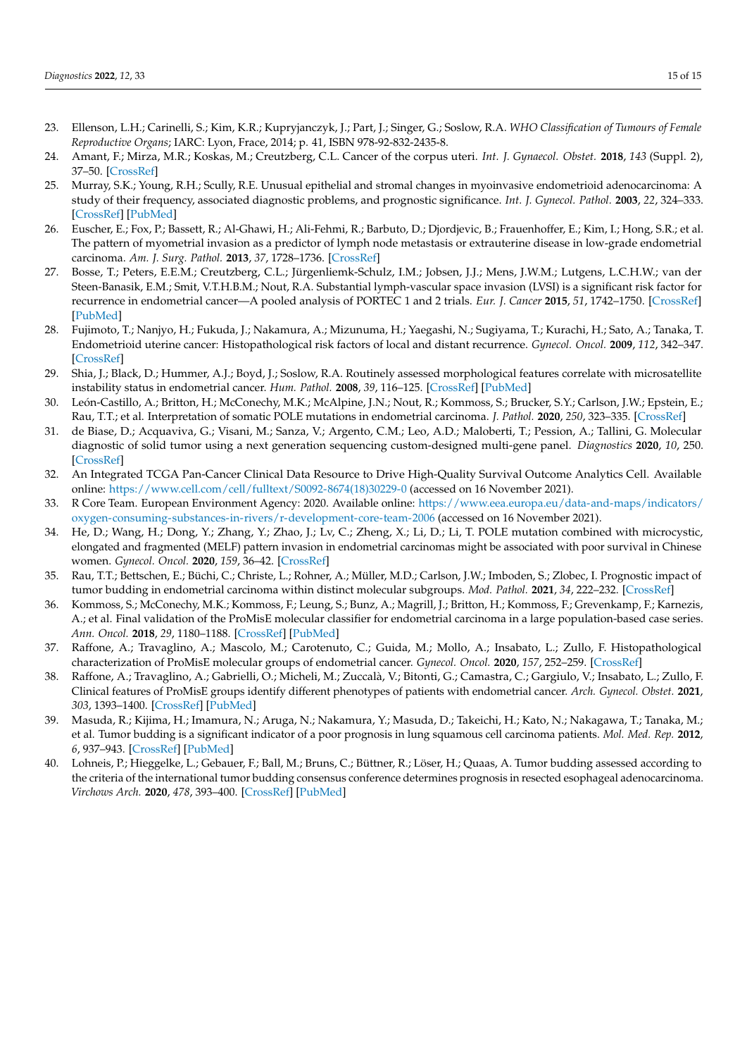23. Ellenson, L.H.; Carinelli, S.; Kim, K.R.; Kupryjanczyk, J.; Part, J.; Singer, G.; Soslow, R.A. *WHO Classification of Tumours of Female Reproductive Organs*; IARC: Lyon, Frace, 2014; p. 41, ISBN 978-92-832-2435-8.
24. Amant, F.; Mirza, M.R.; Koskas, M.; Creutzberg, C.L. Cancer of the corpus uteri. *Int. J. Gynaecol. Obstet.* **2018**, *143* (Suppl. 2), 37–50. [CrossRef]
25. Murray, S.K.; Young, R.H.; Scully, R.E. Unusual epithelial and stromal changes in myoinvasive endometrioid adenocarcinoma: A study of their frequency, associated diagnostic problems, and prognostic significance. *Int. J. Gynecol. Pathol.* **2003**, *22*, 324–333. [CrossRef] [PubMed]
26. Euscher, E.; Fox, P.; Bassett, R.; Al-Ghawi, H.; Ali-Fehmi, R.; Barbuto, D.; Djordjevic, B.; Frauenhoffer, E.; Kim, I.; Hong, S.R.; et al. The pattern of myometrial invasion as a predictor of lymph node metastasis or extrauterine disease in low-grade endometrial carcinoma. *Am. J. Surg. Pathol.* **2013**, *37*, 1728–1736. [CrossRef]
27. Bosse, T.; Peters, E.E.M.; Creutzberg, C.L.; Jürgenliemk-Schulz, I.M.; Jobsen, J.J.; Mens, J.W.M.; Lutgens, L.C.H.W.; van der Steen-Banasik, E.M.; Smit, V.T.H.B.M.; Nout, R.A. Substantial lymph-vascular space invasion (LVSI) is a significant risk factor for recurrence in endometrial cancer—A pooled analysis of PORTEC 1 and 2 trials. *Eur. J. Cancer* **2015**, *51*, 1742–1750. [CrossRef] [PubMed]
28. Fujimoto, T.; Nanjyo, H.; Fukuda, J.; Nakamura, A.; Mizunuma, H.; Yaegashi, N.; Sugiyama, T.; Kurachi, H.; Sato, A.; Tanaka, T. Endometrioid uterine cancer: Histopathological risk factors of local and distant recurrence. *Gynecol. Oncol.* **2009**, *112*, 342–347. [CrossRef]
29. Shia, J.; Black, D.; Hummer, A.J.; Boyd, J.; Soslow, R.A. Routinely assessed morphological features correlate with microsatellite instability status in endometrial cancer. *Hum. Pathol.* **2008**, *39*, 116–125. [CrossRef] [PubMed]
30. León-Castillo, A.; Britton, H.; McConechy, M.K.; McAlpine, J.N.; Nout, R.; Kommoss, S.; Brucker, S.Y.; Carlson, J.W.; Epstein, E.; Rau, T.T.; et al. Interpretation of somatic POLE mutations in endometrial carcinoma. *J. Pathol.* **2020**, *250*, 323–335. [CrossRef]
31. de Biase, D.; Acquaviva, G.; Visani, M.; Sanza, V.; Argento, C.M.; Leo, A.D.; Maloberti, T.; Pession, A.; Tallini, G. Molecular diagnostic of solid tumor using a next generation sequencing custom-designed multi-gene panel. *Diagnostics* **2020**, *10*, 250. [CrossRef]
32. An Integrated TCGA Pan-Cancer Clinical Data Resource to Drive High-Quality Survival Outcome Analytics Cell. Available online: https://www.cell.com/cell/fulltext/S0092-8674(18)30229-0 (accessed on 16 November 2021).
33. R Core Team. European Environment Agency: 2020. Available online: https://www.eea.europa.eu/data-and-maps/indicators/oxygen-consuming-substances-in-rivers/r-development-core-team-2006 (accessed on 16 November 2021).
34. He, D.; Wang, H.; Dong, Y.; Zhang, Y.; Zhao, J.; Lv, C.; Zheng, X.; Li, D.; Li, T. POLE mutation combined with microcystic, elongated and fragmented (MELF) pattern invasion in endometrial carcinomas might be associated with poor survival in Chinese women. *Gynecol. Oncol.* **2020**, *159*, 36–42. [CrossRef]
35. Rau, T.T.; Bettschen, E.; Büchi, C.; Christe, L.; Rohner, A.; Müller, M.D.; Carlson, J.W.; Imboden, S.; Zlobec, I. Prognostic impact of tumor budding in endometrial carcinoma within distinct molecular subgroups. *Mod. Pathol.* **2021**, *34*, 222–232. [CrossRef]
36. Kommoss, S.; McConechy, M.K.; Kommoss, F.; Leung, S.; Bunz, A.; Magrill, J.; Britton, H.; Kommoss, F.; Grevenkamp, F.; Karnezis, A.; et al. Final validation of the ProMisE molecular classifier for endometrial carcinoma in a large population-based case series. *Ann. Oncol.* **2018**, *29*, 1180–1188. [CrossRef] [PubMed]
37. Raffone, A.; Travaglino, A.; Mascolo, M.; Carotenuto, C.; Guida, M.; Mollo, A.; Insabato, L.; Zullo, F. Histopathological characterization of ProMisE molecular groups of endometrial cancer. *Gynecol. Oncol.* **2020**, *157*, 252–259. [CrossRef]
38. Raffone, A.; Travaglino, A.; Gabrielli, O.; Micheli, M.; Zuccalà, V.; Bitonti, G.; Camastra, C.; Gargiulo, V.; Insabato, L.; Zullo, F. Clinical features of ProMisE groups identify different phenotypes of patients with endometrial cancer. *Arch. Gynecol. Obstet.* **2021**, *303*, 1393–1400. [CrossRef] [PubMed]
39. Masuda, R.; Kijima, H.; Imamura, N.; Aruga, N.; Nakamura, Y.; Masuda, D.; Takeichi, H.; Kato, N.; Nakagawa, T.; Tanaka, M.; et al. Tumor budding is a significant indicator of a poor prognosis in lung squamous cell carcinoma patients. *Mol. Med. Rep.* **2012**, *6*, 937–943. [CrossRef] [PubMed]
40. Lohneis, P.; Hieggelke, L.; Gebauer, F.; Ball, M.; Bruns, C.; Büttner, R.; Löser, H.; Quaas, A. Tumor budding assessed according to the criteria of the international tumor budding consensus conference determines prognosis in resected esophageal adenocarcinoma. *Virchows Arch.* **2020**, *478*, 393–400. [CrossRef] [PubMed]